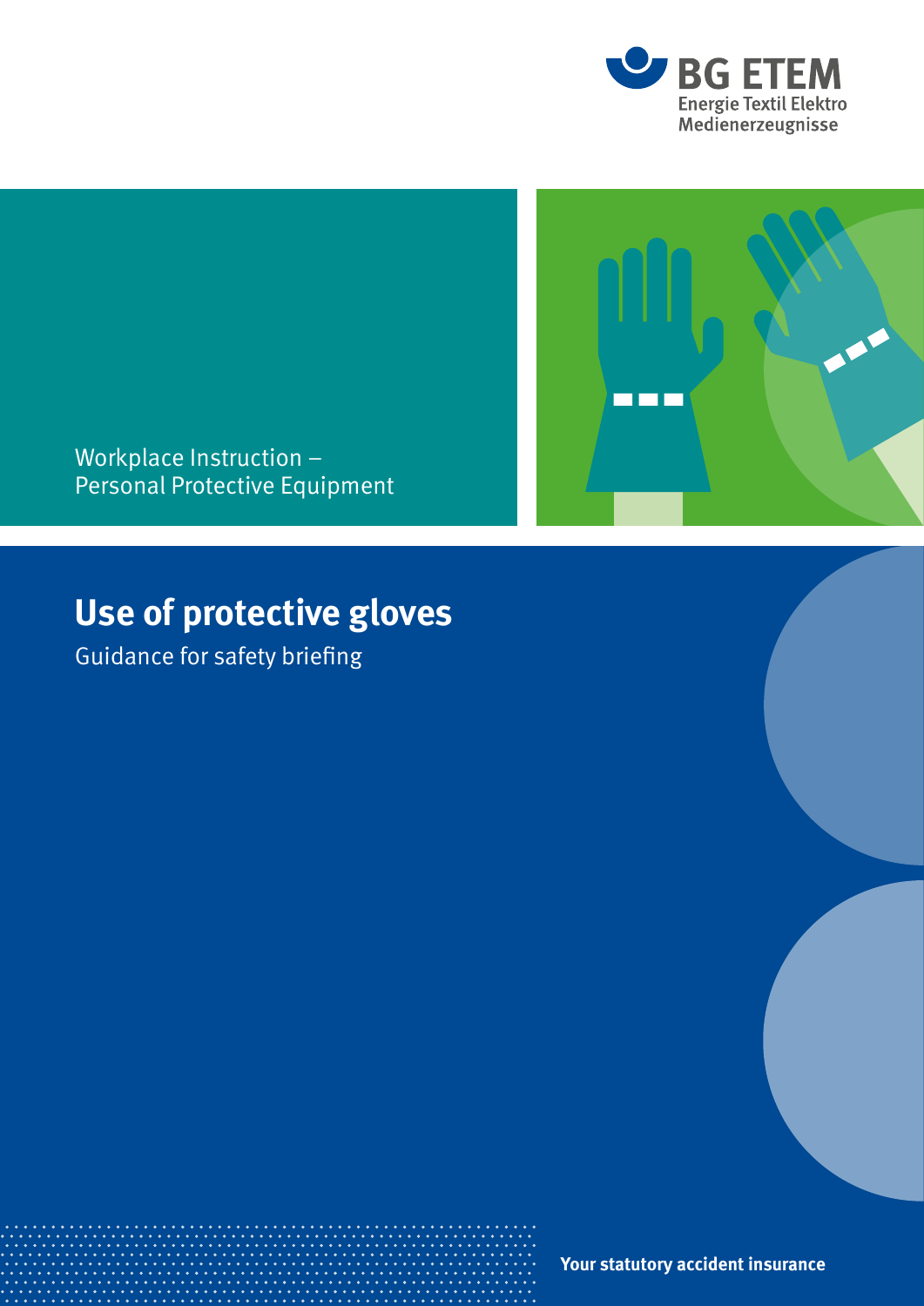BG ETEM
Energie Textil Elektro
Medienerzeugnisse

Workplace Instruction –
Personal Protective Equipment

# Use of protective gloves

Guidance for safety briefing

**Your statutory accident insurance**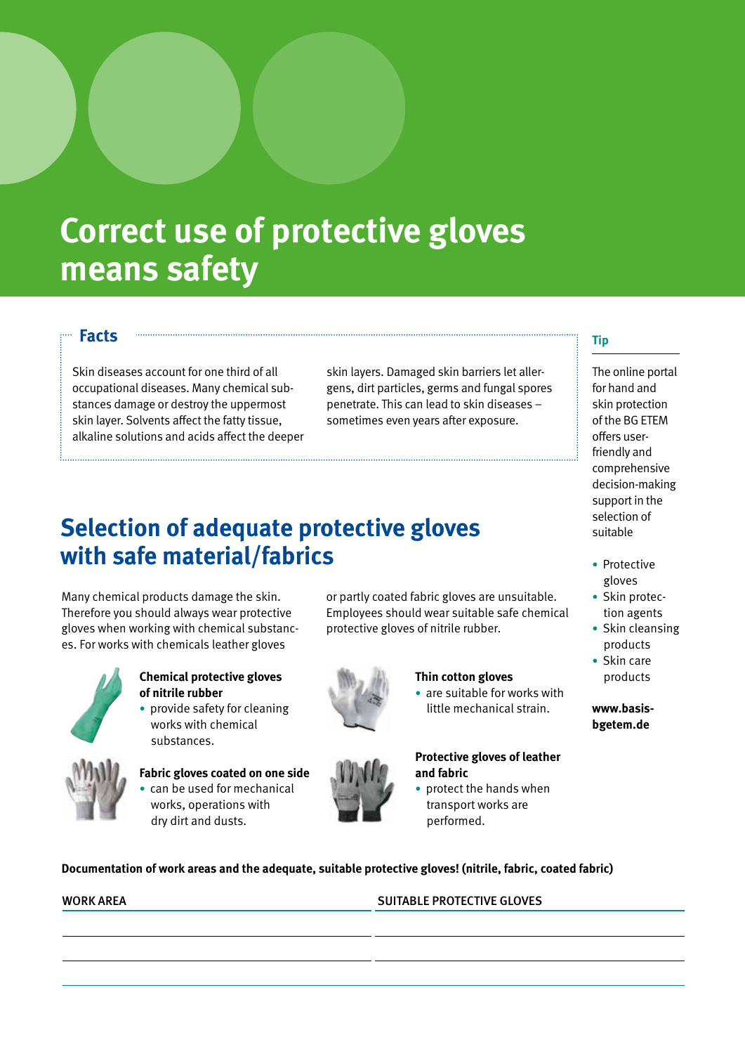# Correct use of protective gloves means safety

## Facts

Skin diseases account for one third of all occupational diseases. Many chemical substances damage or destroy the uppermost skin layer. Solvents affect the fatty tissue, alkaline solutions and acids affect the deeper skin layers. Damaged skin barriers let allergens, dirt particles, germs and fungal spores penetrate. This can lead to skin diseases – sometimes even years after exposure.

## Selection of adequate protective gloves with safe material/fabrics

Many chemical products damage the skin. Therefore you should always wear protective gloves when working with chemical substances. For works with chemicals leather gloves or partly coated fabric gloves are unsuitable. Employees should wear suitable safe chemical protective gloves of nitrile rubber.

**Chemical protective gloves of nitrile rubber**

- provide safety for cleaning works with chemical substances.

**Fabric gloves coated on one side**

- can be used for mechanical works, operations with dry dirt and dusts.

**Thin cotton gloves**

- are suitable for works with little mechanical strain.

**Protective gloves of leather and fabric**

- protect the hands when transport works are performed.

### Tip

The online portal for hand and skin protection of the BG ETEM offers user-friendly and comprehensive decision-making support in the selection of suitable

- Protective gloves
- Skin protection agents
- Skin cleansing products
- Skin care products

**www.basis-bgetem.de**

**Documentation of work areas and the adequate, suitable protective gloves! (nitrile, fabric, coated fabric)**

| WORK AREA | SUITABLE PROTECTIVE GLOVES |
|---|---|
| | |
| | |
| | |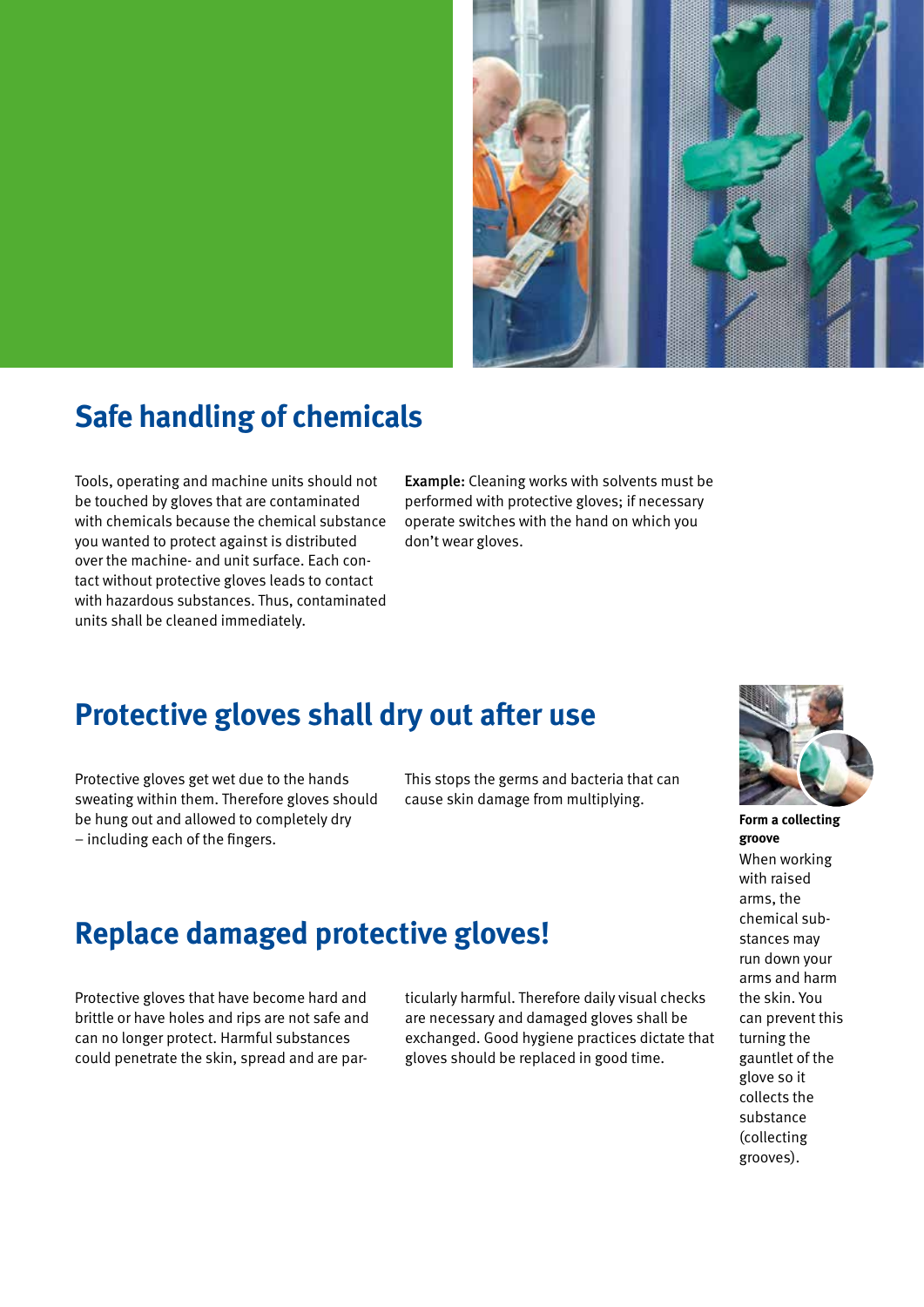## Safe handling of chemicals

Tools, operating and machine units should not be touched by gloves that are contaminated with chemicals because the chemical substance you wanted to protect against is distributed over the machine- and unit surface. Each contact without protective gloves leads to contact with hazardous substances. Thus, contaminated units shall be cleaned immediately.

**Example:** Cleaning works with solvents must be performed with protective gloves; if necessary operate switches with the hand on which you don't wear gloves.

## Protective gloves shall dry out after use

Protective gloves get wet due to the hands sweating within them. Therefore gloves should be hung out and allowed to completely dry – including each of the fingers.

This stops the germs and bacteria that can cause skin damage from multiplying.

## Replace damaged protective gloves!

Protective gloves that have become hard and brittle or have holes and rips are not safe and can no longer protect. Harmful substances could penetrate the skin, spread and are particularly harmful. Therefore daily visual checks are necessary and damaged gloves shall be exchanged. Good hygiene practices dictate that gloves should be replaced in good time.

**Form a collecting groove**

When working with raised arms, the chemical substances may run down your arms and harm the skin. You can prevent this turning the gauntlet of the glove so it collects the substance (collecting grooves).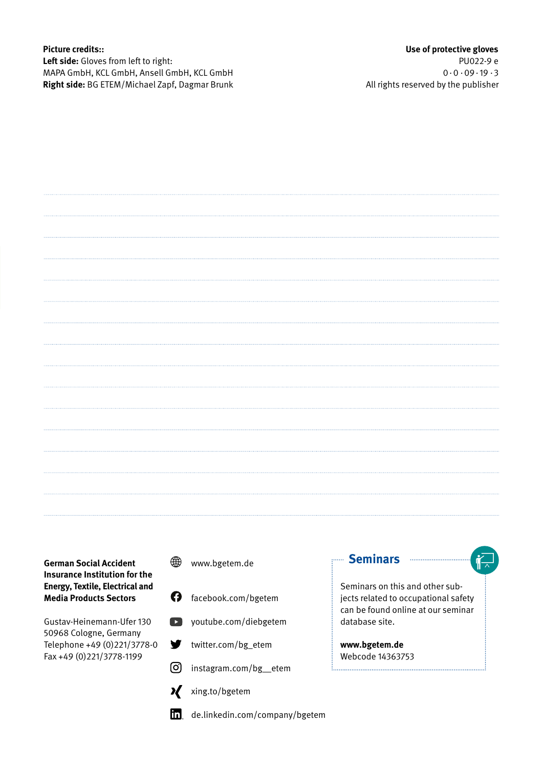**Picture credits::**
**Left side:** Gloves from left to right:
MAPA GmbH, KCL GmbH, Ansell GmbH, KCL GmbH
**Right side:** BG ETEM/Michael Zapf, Dagmar Brunk

**Use of protective gloves**
PU022-9 e
0 · 0 · 09 · 19 · 3
All rights reserved by the publisher

**German Social Accident Insurance Institution for the Energy, Textile, Electrical and Media Products Sectors**

Gustav-Heinemann-Ufer 130
50968 Cologne, Germany
Telephone +49 (0)221/3778-0
Fax +49 (0)221/3778-1199

www.bgetem.de

facebook.com/bgetem

youtube.com/diebgetem

twitter.com/bg_etem

instagram.com/bg__etem

xing.to/bgetem

de.linkedin.com/company/bgetem

## Seminars

Seminars on this and other subjects related to occupational safety can be found online at our seminar database site.

**www.bgetem.de**
Webcode 14363753